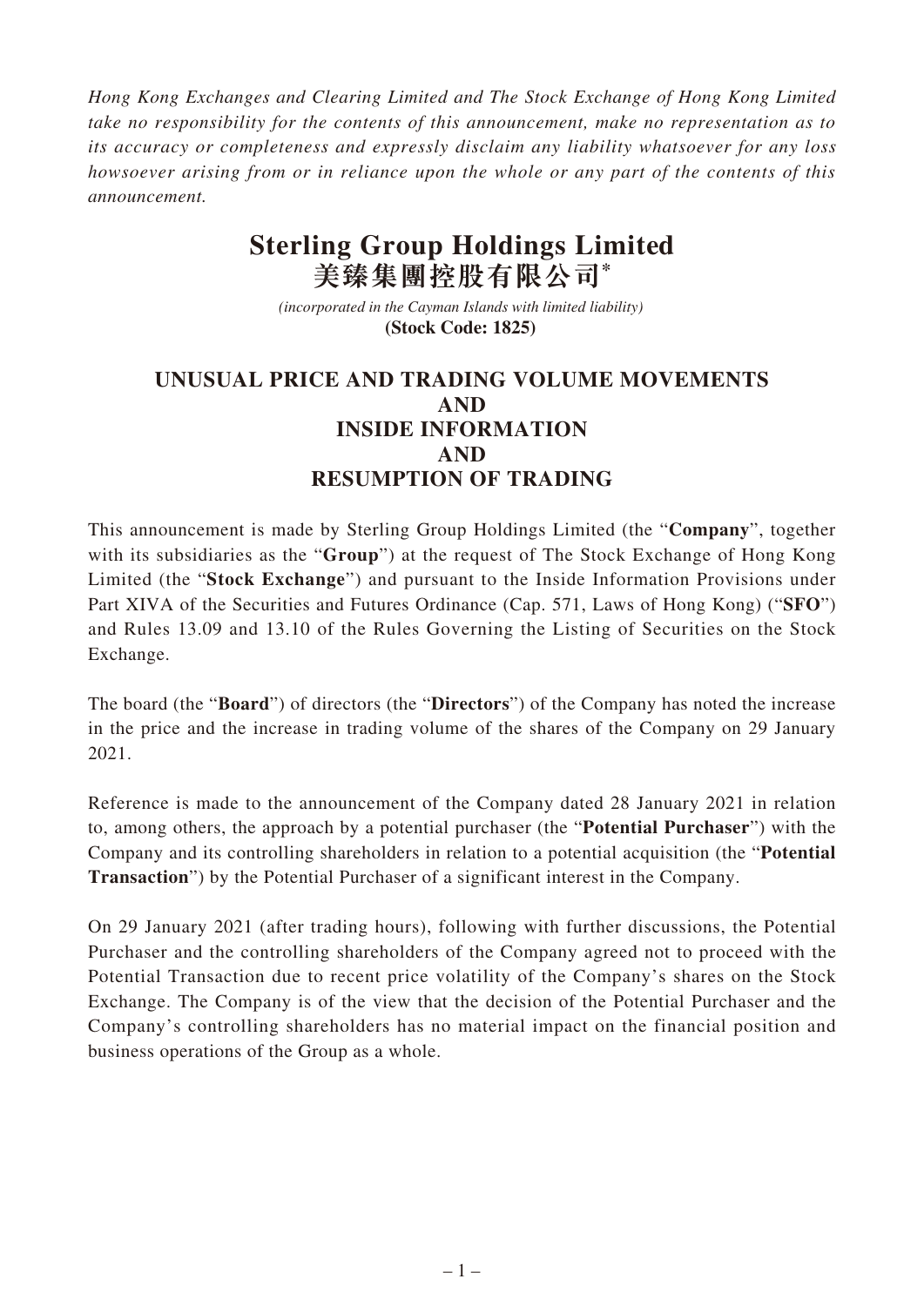*Hong Kong Exchanges and Clearing Limited and The Stock Exchange of Hong Kong Limited take no responsibility for the contents of this announcement, make no representation as to its accuracy or completeness and expressly disclaim any liability whatsoever for any loss howsoever arising from or in reliance upon the whole or any part of the contents of this announcement.*

# Sterling Group Holdings Limited
# 美臻集團控股有限公司*

*(incorporated in the Cayman Islands with limited liability)*
**(Stock Code: 1825)**

## UNUSUAL PRICE AND TRADING VOLUME MOVEMENTS AND INSIDE INFORMATION AND RESUMPTION OF TRADING

This announcement is made by Sterling Group Holdings Limited (the "**Company**", together with its subsidiaries as the "**Group**") at the request of The Stock Exchange of Hong Kong Limited (the "**Stock Exchange**") and pursuant to the Inside Information Provisions under Part XIVA of the Securities and Futures Ordinance (Cap. 571, Laws of Hong Kong) ("**SFO**") and Rules 13.09 and 13.10 of the Rules Governing the Listing of Securities on the Stock Exchange.

The board (the "**Board**") of directors (the "**Directors**") of the Company has noted the increase in the price and the increase in trading volume of the shares of the Company on 29 January 2021.

Reference is made to the announcement of the Company dated 28 January 2021 in relation to, among others, the approach by a potential purchaser (the "**Potential Purchaser**") with the Company and its controlling shareholders in relation to a potential acquisition (the "**Potential Transaction**") by the Potential Purchaser of a significant interest in the Company.

On 29 January 2021 (after trading hours), following with further discussions, the Potential Purchaser and the controlling shareholders of the Company agreed not to proceed with the Potential Transaction due to recent price volatility of the Company's shares on the Stock Exchange. The Company is of the view that the decision of the Potential Purchaser and the Company's controlling shareholders has no material impact on the financial position and business operations of the Group as a whole.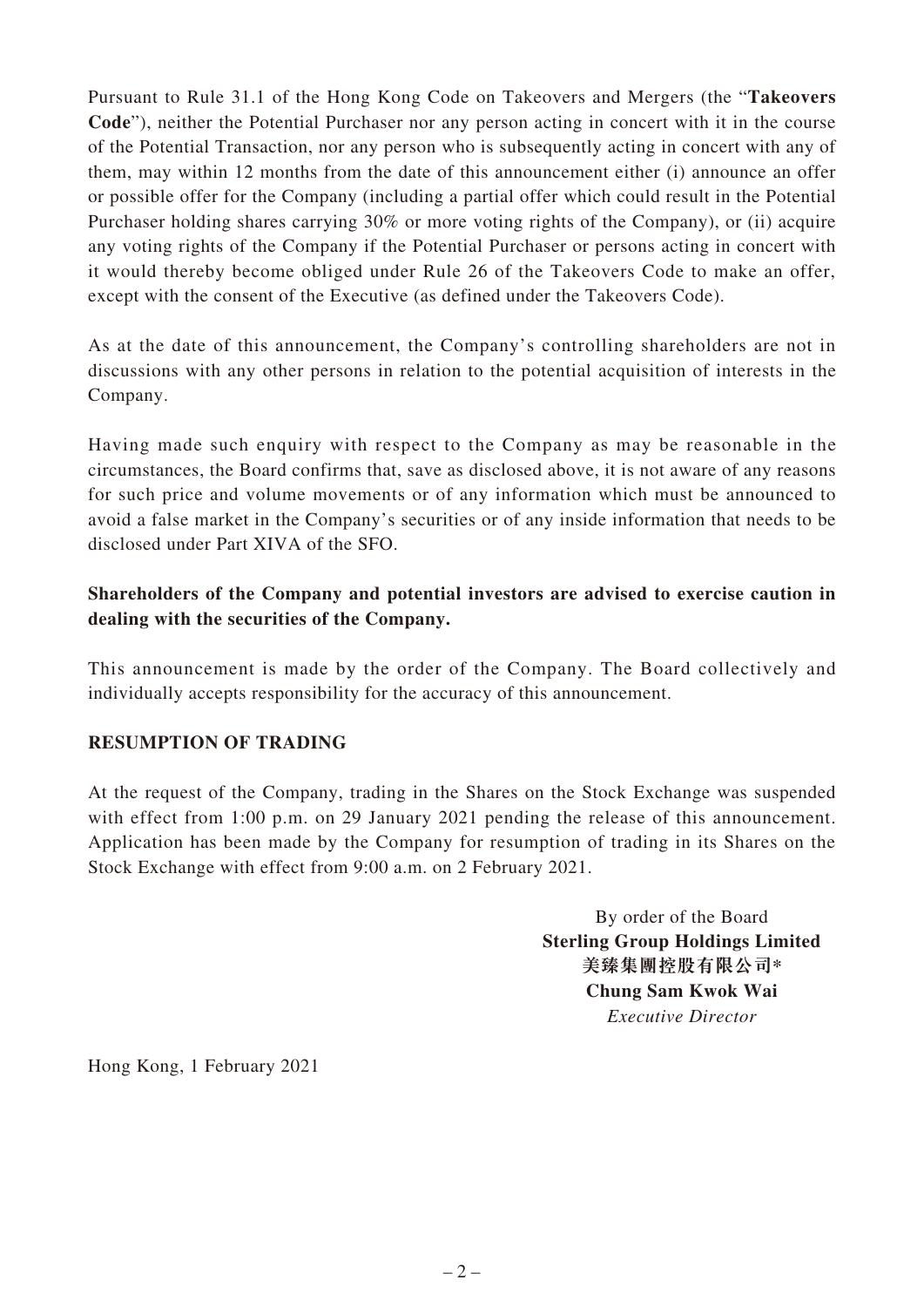Pursuant to Rule 31.1 of the Hong Kong Code on Takeovers and Mergers (the "**Takeovers Code**"), neither the Potential Purchaser nor any person acting in concert with it in the course of the Potential Transaction, nor any person who is subsequently acting in concert with any of them, may within 12 months from the date of this announcement either (i) announce an offer or possible offer for the Company (including a partial offer which could result in the Potential Purchaser holding shares carrying 30% or more voting rights of the Company), or (ii) acquire any voting rights of the Company if the Potential Purchaser or persons acting in concert with it would thereby become obliged under Rule 26 of the Takeovers Code to make an offer, except with the consent of the Executive (as defined under the Takeovers Code).

As at the date of this announcement, the Company's controlling shareholders are not in discussions with any other persons in relation to the potential acquisition of interests in the Company.

Having made such enquiry with respect to the Company as may be reasonable in the circumstances, the Board confirms that, save as disclosed above, it is not aware of any reasons for such price and volume movements or of any information which must be announced to avoid a false market in the Company's securities or of any inside information that needs to be disclosed under Part XIVA of the SFO.

**Shareholders of the Company and potential investors are advised to exercise caution in dealing with the securities of the Company.**

This announcement is made by the order of the Company. The Board collectively and individually accepts responsibility for the accuracy of this announcement.

**RESUMPTION OF TRADING**

At the request of the Company, trading in the Shares on the Stock Exchange was suspended with effect from 1:00 p.m. on 29 January 2021 pending the release of this announcement. Application has been made by the Company for resumption of trading in its Shares on the Stock Exchange with effect from 9:00 a.m. on 2 February 2021.

By order of the Board
**Sterling Group Holdings Limited**
**美臻集團控股有限公司***
**Chung Sam Kwok Wai**
*Executive Director*

Hong Kong, 1 February 2021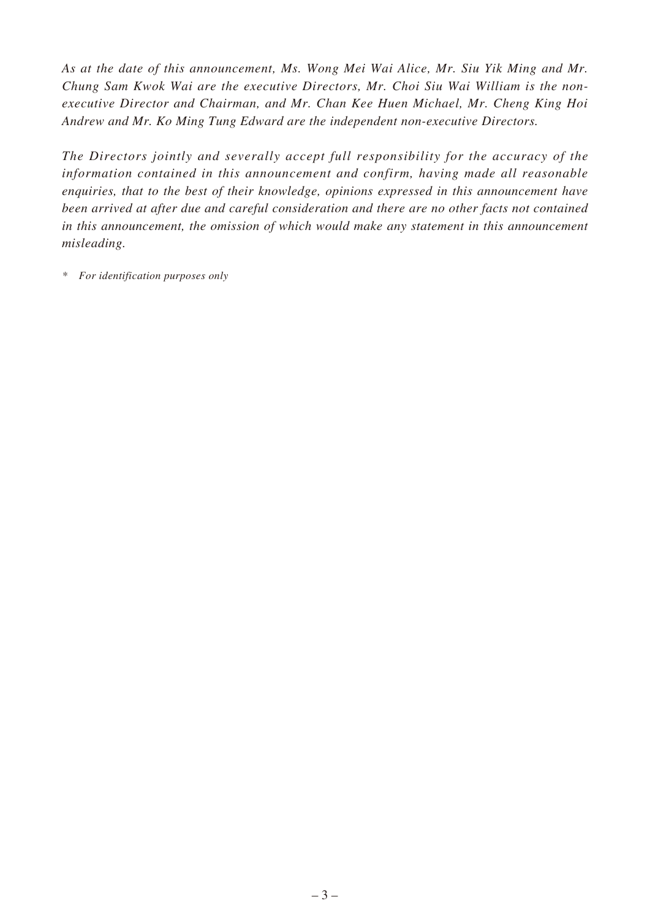*As at the date of this announcement, Ms. Wong Mei Wai Alice, Mr. Siu Yik Ming and Mr. Chung Sam Kwok Wai are the executive Directors, Mr. Choi Siu Wai William is the non-executive Director and Chairman, and Mr. Chan Kee Huen Michael, Mr. Cheng King Hoi Andrew and Mr. Ko Ming Tung Edward are the independent non-executive Directors.*

*The Directors jointly and severally accept full responsibility for the accuracy of the information contained in this announcement and confirm, having made all reasonable enquiries, that to the best of their knowledge, opinions expressed in this announcement have been arrived at after due and careful consideration and there are no other facts not contained in this announcement, the omission of which would make any statement in this announcement misleading.*

\* *For identification purposes only*